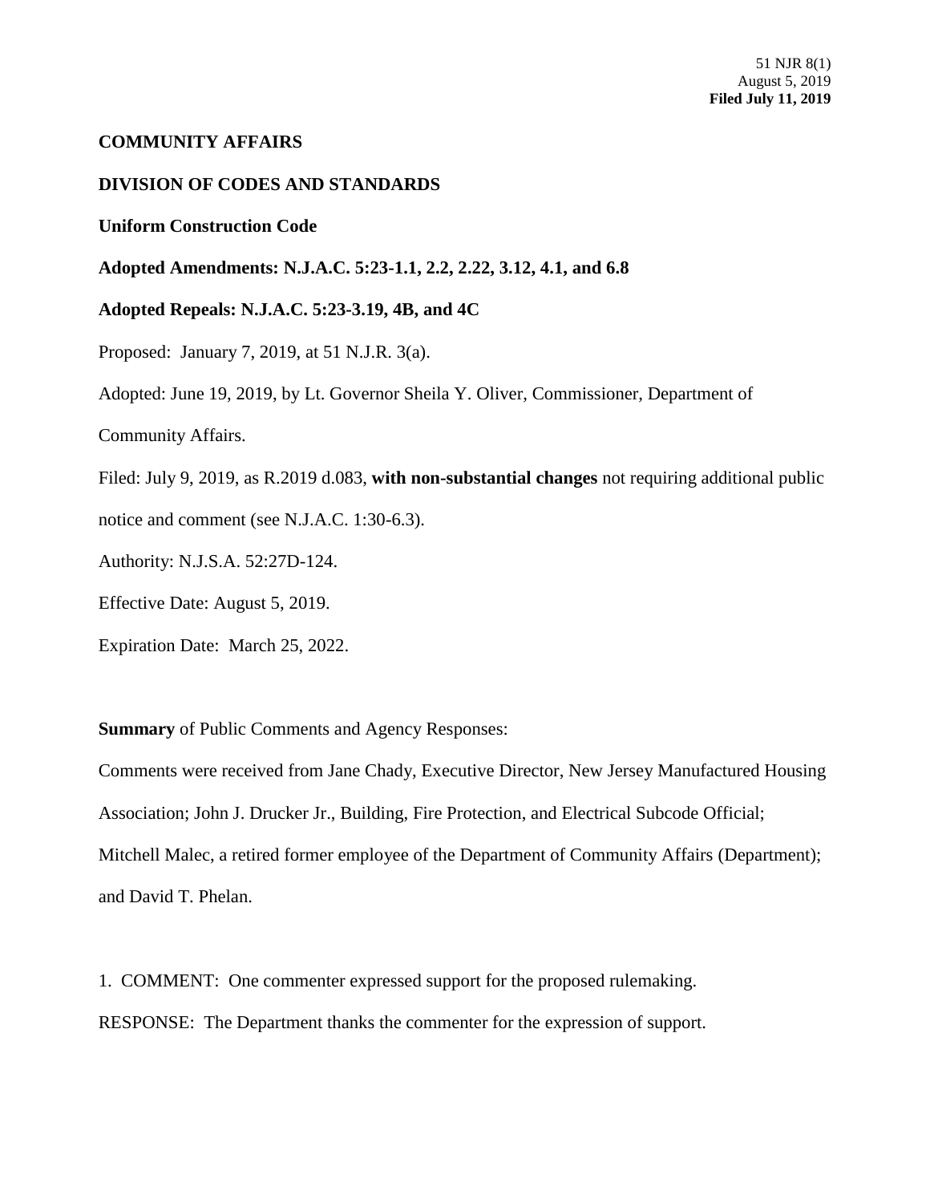51 NJR 8(1)
August 5, 2019
**Filed July 11, 2019**

**COMMUNITY AFFAIRS**

**DIVISION OF CODES AND STANDARDS**

**Uniform Construction Code**

**Adopted Amendments: N.J.A.C. 5:23-1.1, 2.2, 2.22, 3.12, 4.1, and 6.8**

**Adopted Repeals: N.J.A.C. 5:23-3.19, 4B, and 4C**

Proposed: January 7, 2019, at 51 N.J.R. 3(a).

Adopted: June 19, 2019, by Lt. Governor Sheila Y. Oliver, Commissioner, Department of Community Affairs.

Filed: July 9, 2019, as R.2019 d.083, **with non-substantial changes** not requiring additional public notice and comment (see N.J.A.C. 1:30-6.3).

Authority: N.J.S.A. 52:27D-124.

Effective Date: August 5, 2019.

Expiration Date: March 25, 2022.

**Summary** of Public Comments and Agency Responses:

Comments were received from Jane Chady, Executive Director, New Jersey Manufactured Housing Association; John J. Drucker Jr., Building, Fire Protection, and Electrical Subcode Official; Mitchell Malec, a retired former employee of the Department of Community Affairs (Department); and David T. Phelan.

1. COMMENT: One commenter expressed support for the proposed rulemaking.

RESPONSE: The Department thanks the commenter for the expression of support.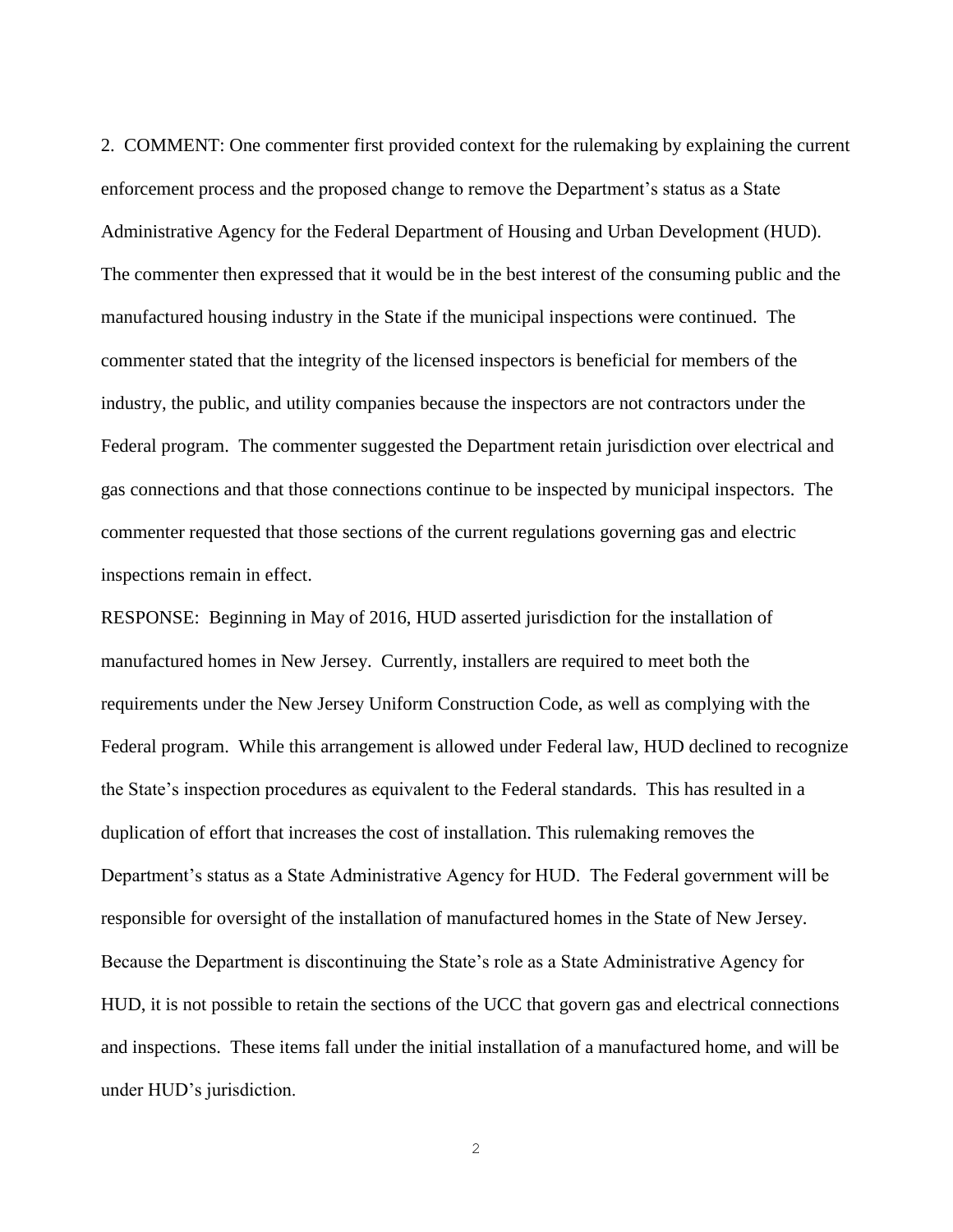2. COMMENT: One commenter first provided context for the rulemaking by explaining the current enforcement process and the proposed change to remove the Department's status as a State Administrative Agency for the Federal Department of Housing and Urban Development (HUD). The commenter then expressed that it would be in the best interest of the consuming public and the manufactured housing industry in the State if the municipal inspections were continued. The commenter stated that the integrity of the licensed inspectors is beneficial for members of the industry, the public, and utility companies because the inspectors are not contractors under the Federal program. The commenter suggested the Department retain jurisdiction over electrical and gas connections and that those connections continue to be inspected by municipal inspectors. The commenter requested that those sections of the current regulations governing gas and electric inspections remain in effect.

RESPONSE: Beginning in May of 2016, HUD asserted jurisdiction for the installation of manufactured homes in New Jersey. Currently, installers are required to meet both the requirements under the New Jersey Uniform Construction Code, as well as complying with the Federal program. While this arrangement is allowed under Federal law, HUD declined to recognize the State's inspection procedures as equivalent to the Federal standards. This has resulted in a duplication of effort that increases the cost of installation. This rulemaking removes the Department's status as a State Administrative Agency for HUD. The Federal government will be responsible for oversight of the installation of manufactured homes in the State of New Jersey. Because the Department is discontinuing the State's role as a State Administrative Agency for HUD, it is not possible to retain the sections of the UCC that govern gas and electrical connections and inspections. These items fall under the initial installation of a manufactured home, and will be under HUD's jurisdiction.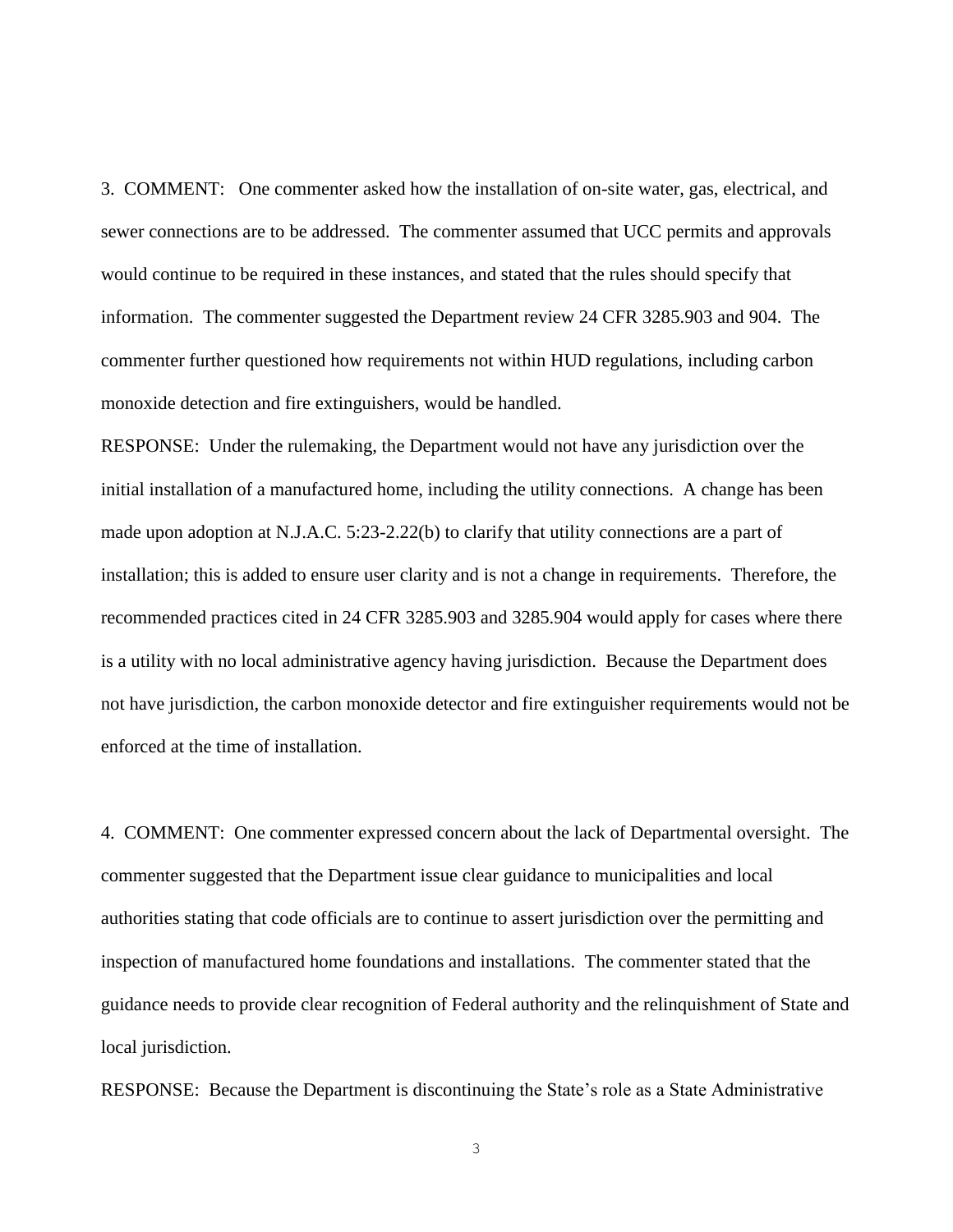3. COMMENT: One commenter asked how the installation of on-site water, gas, electrical, and sewer connections are to be addressed. The commenter assumed that UCC permits and approvals would continue to be required in these instances, and stated that the rules should specify that information. The commenter suggested the Department review 24 CFR 3285.903 and 904. The commenter further questioned how requirements not within HUD regulations, including carbon monoxide detection and fire extinguishers, would be handled.

RESPONSE: Under the rulemaking, the Department would not have any jurisdiction over the initial installation of a manufactured home, including the utility connections. A change has been made upon adoption at N.J.A.C. 5:23-2.22(b) to clarify that utility connections are a part of installation; this is added to ensure user clarity and is not a change in requirements. Therefore, the recommended practices cited in 24 CFR 3285.903 and 3285.904 would apply for cases where there is a utility with no local administrative agency having jurisdiction. Because the Department does not have jurisdiction, the carbon monoxide detector and fire extinguisher requirements would not be enforced at the time of installation.

4. COMMENT: One commenter expressed concern about the lack of Departmental oversight. The commenter suggested that the Department issue clear guidance to municipalities and local authorities stating that code officials are to continue to assert jurisdiction over the permitting and inspection of manufactured home foundations and installations. The commenter stated that the guidance needs to provide clear recognition of Federal authority and the relinquishment of State and local jurisdiction.

RESPONSE: Because the Department is discontinuing the State's role as a State Administrative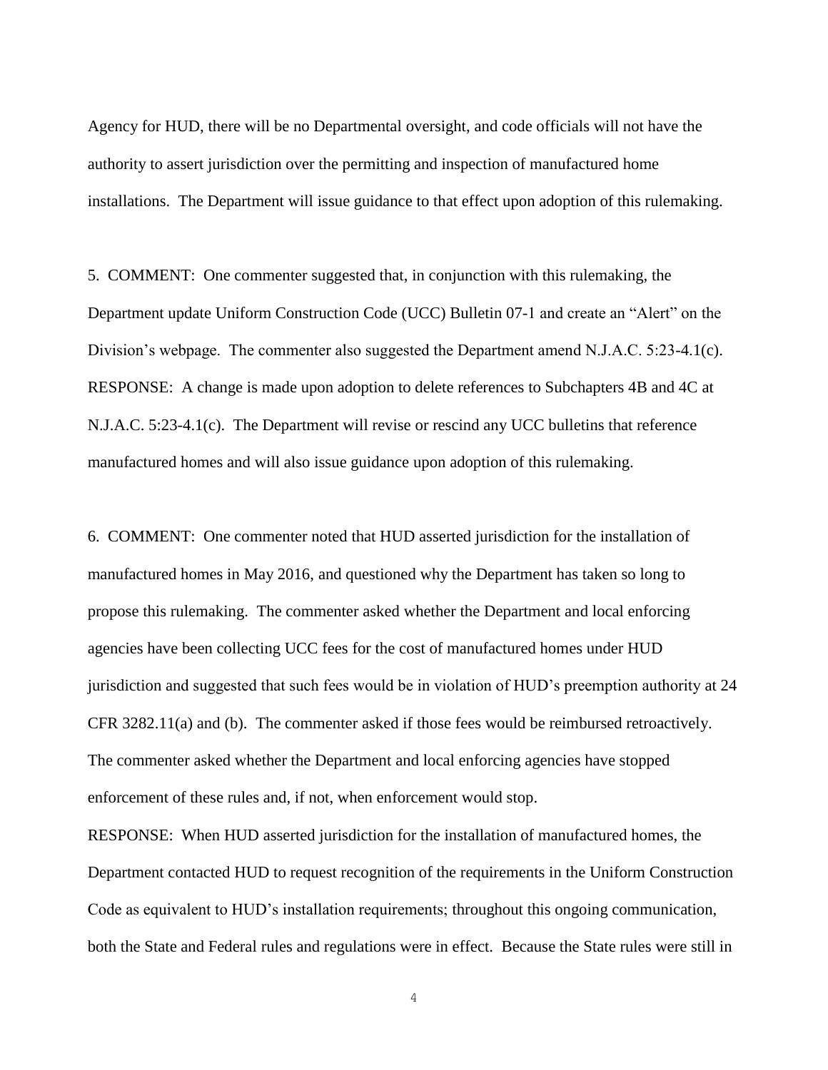Agency for HUD, there will be no Departmental oversight, and code officials will not have the authority to assert jurisdiction over the permitting and inspection of manufactured home installations. The Department will issue guidance to that effect upon adoption of this rulemaking.

5. COMMENT: One commenter suggested that, in conjunction with this rulemaking, the Department update Uniform Construction Code (UCC) Bulletin 07-1 and create an "Alert" on the Division's webpage. The commenter also suggested the Department amend N.J.A.C. 5:23-4.1(c).

RESPONSE: A change is made upon adoption to delete references to Subchapters 4B and 4C at N.J.A.C. 5:23-4.1(c). The Department will revise or rescind any UCC bulletins that reference manufactured homes and will also issue guidance upon adoption of this rulemaking.

6. COMMENT: One commenter noted that HUD asserted jurisdiction for the installation of manufactured homes in May 2016, and questioned why the Department has taken so long to propose this rulemaking. The commenter asked whether the Department and local enforcing agencies have been collecting UCC fees for the cost of manufactured homes under HUD jurisdiction and suggested that such fees would be in violation of HUD's preemption authority at 24 CFR 3282.11(a) and (b). The commenter asked if those fees would be reimbursed retroactively. The commenter asked whether the Department and local enforcing agencies have stopped enforcement of these rules and, if not, when enforcement would stop.

RESPONSE: When HUD asserted jurisdiction for the installation of manufactured homes, the Department contacted HUD to request recognition of the requirements in the Uniform Construction Code as equivalent to HUD's installation requirements; throughout this ongoing communication, both the State and Federal rules and regulations were in effect. Because the State rules were still in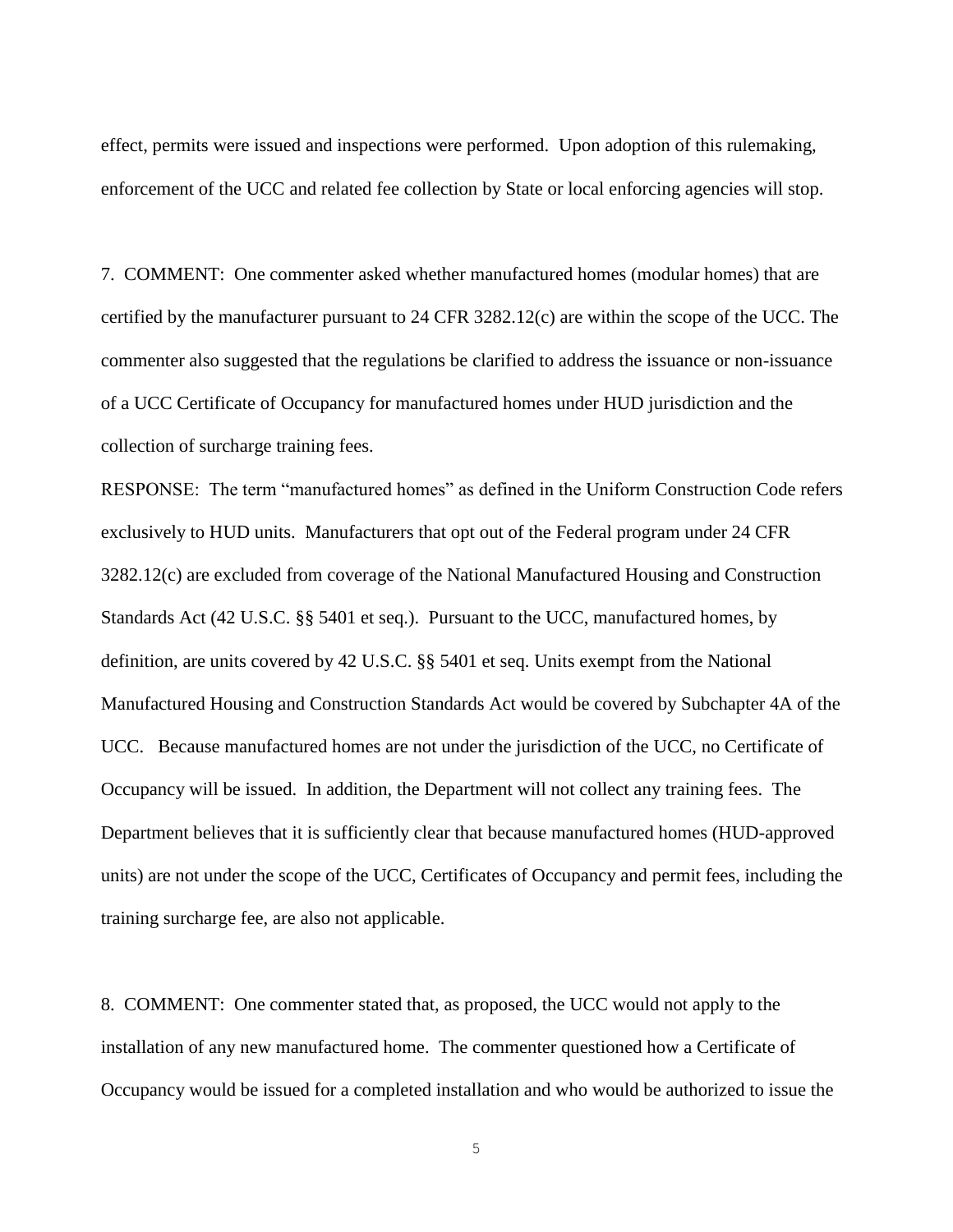effect, permits were issued and inspections were performed. Upon adoption of this rulemaking, enforcement of the UCC and related fee collection by State or local enforcing agencies will stop.

7. COMMENT: One commenter asked whether manufactured homes (modular homes) that are certified by the manufacturer pursuant to 24 CFR 3282.12(c) are within the scope of the UCC. The commenter also suggested that the regulations be clarified to address the issuance or non-issuance of a UCC Certificate of Occupancy for manufactured homes under HUD jurisdiction and the collection of surcharge training fees.

RESPONSE: The term "manufactured homes" as defined in the Uniform Construction Code refers exclusively to HUD units. Manufacturers that opt out of the Federal program under 24 CFR 3282.12(c) are excluded from coverage of the National Manufactured Housing and Construction Standards Act (42 U.S.C. §§ 5401 et seq.). Pursuant to the UCC, manufactured homes, by definition, are units covered by 42 U.S.C. §§ 5401 et seq. Units exempt from the National Manufactured Housing and Construction Standards Act would be covered by Subchapter 4A of the UCC. Because manufactured homes are not under the jurisdiction of the UCC, no Certificate of Occupancy will be issued. In addition, the Department will not collect any training fees. The Department believes that it is sufficiently clear that because manufactured homes (HUD-approved units) are not under the scope of the UCC, Certificates of Occupancy and permit fees, including the training surcharge fee, are also not applicable.

8. COMMENT: One commenter stated that, as proposed, the UCC would not apply to the installation of any new manufactured home. The commenter questioned how a Certificate of Occupancy would be issued for a completed installation and who would be authorized to issue the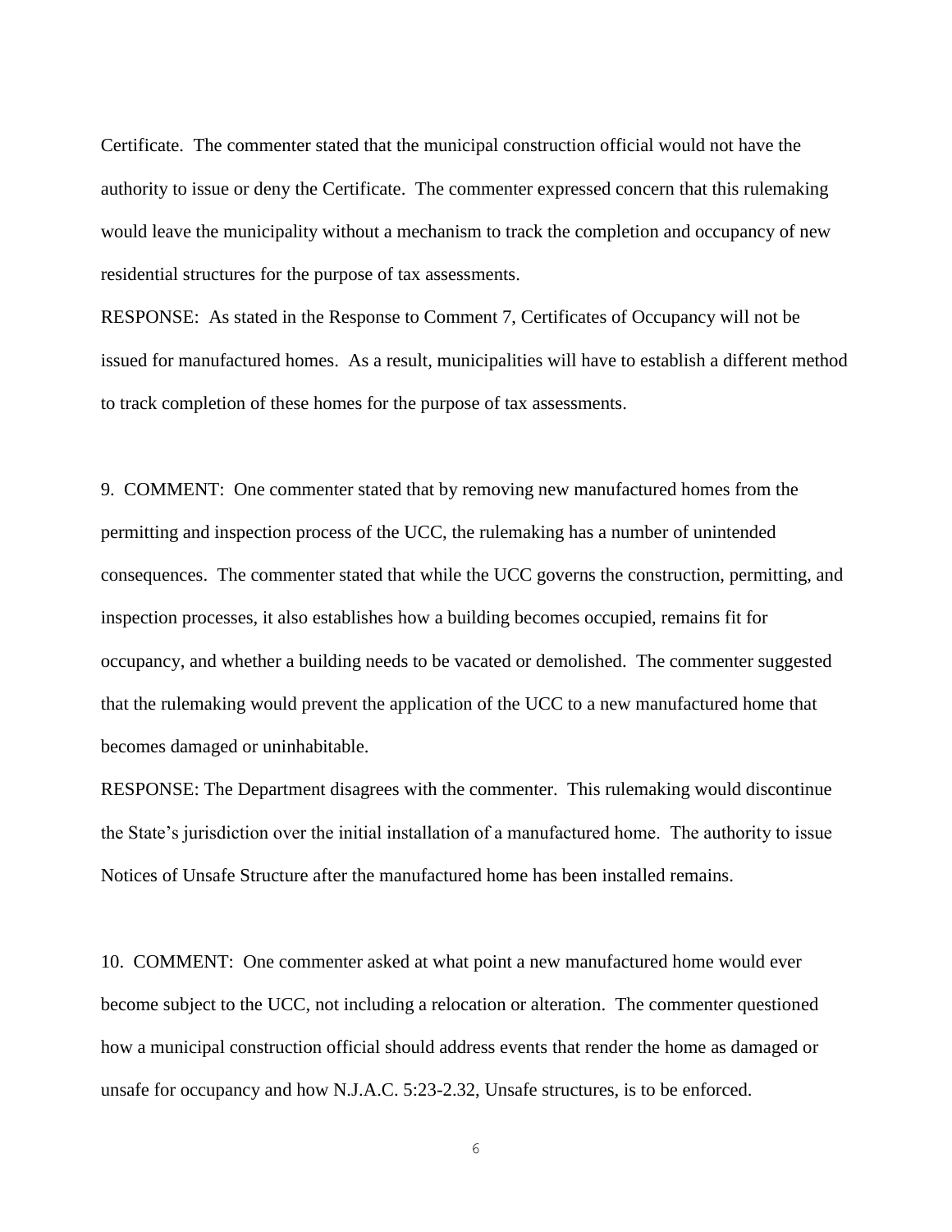Certificate. The commenter stated that the municipal construction official would not have the authority to issue or deny the Certificate. The commenter expressed concern that this rulemaking would leave the municipality without a mechanism to track the completion and occupancy of new residential structures for the purpose of tax assessments.

RESPONSE: As stated in the Response to Comment 7, Certificates of Occupancy will not be issued for manufactured homes. As a result, municipalities will have to establish a different method to track completion of these homes for the purpose of tax assessments.

9. COMMENT: One commenter stated that by removing new manufactured homes from the permitting and inspection process of the UCC, the rulemaking has a number of unintended consequences. The commenter stated that while the UCC governs the construction, permitting, and inspection processes, it also establishes how a building becomes occupied, remains fit for occupancy, and whether a building needs to be vacated or demolished. The commenter suggested that the rulemaking would prevent the application of the UCC to a new manufactured home that becomes damaged or uninhabitable.

RESPONSE: The Department disagrees with the commenter. This rulemaking would discontinue the State's jurisdiction over the initial installation of a manufactured home. The authority to issue Notices of Unsafe Structure after the manufactured home has been installed remains.

10. COMMENT: One commenter asked at what point a new manufactured home would ever become subject to the UCC, not including a relocation or alteration. The commenter questioned how a municipal construction official should address events that render the home as damaged or unsafe for occupancy and how N.J.A.C. 5:23-2.32, Unsafe structures, is to be enforced.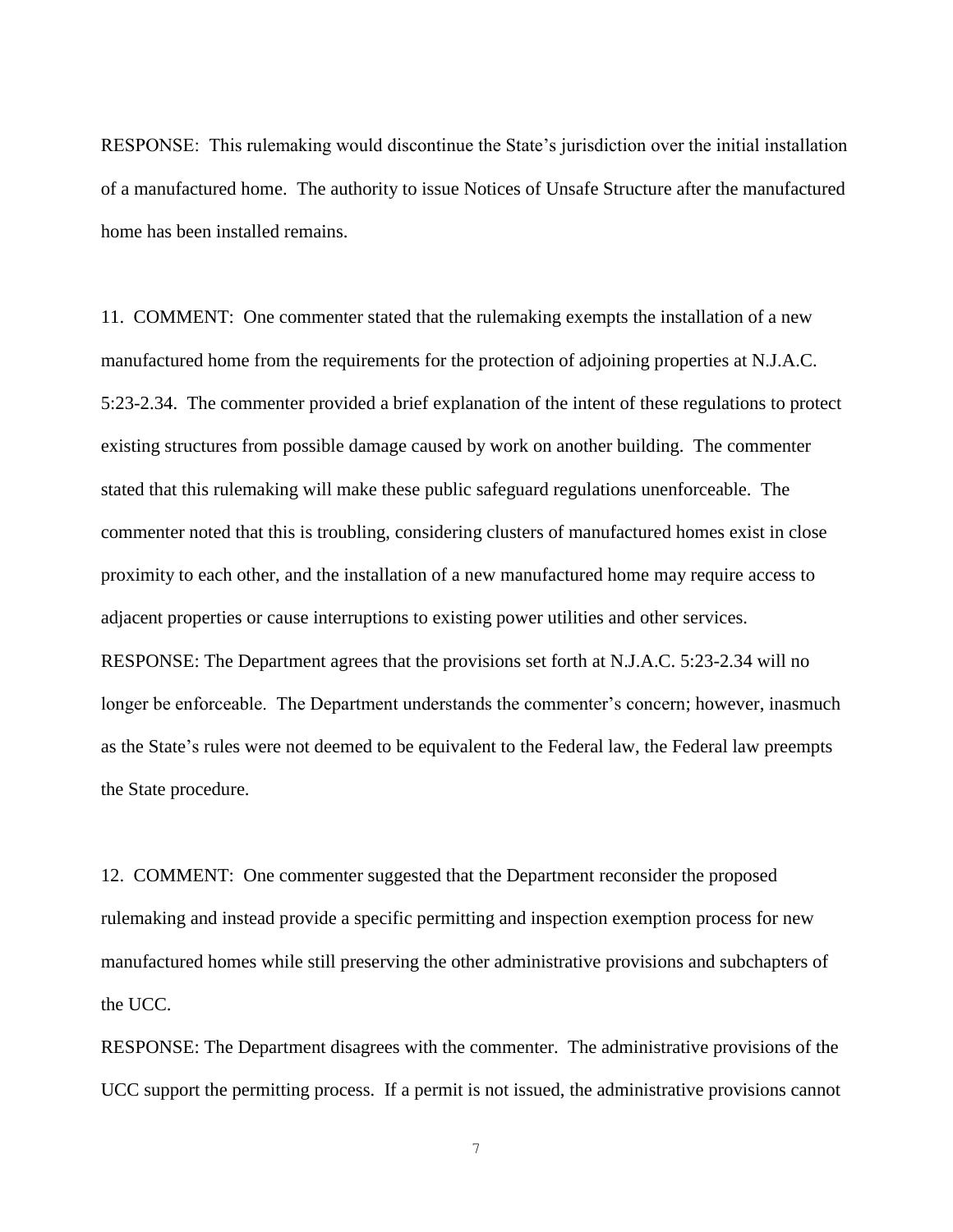RESPONSE: This rulemaking would discontinue the State's jurisdiction over the initial installation of a manufactured home. The authority to issue Notices of Unsafe Structure after the manufactured home has been installed remains.

11. COMMENT: One commenter stated that the rulemaking exempts the installation of a new manufactured home from the requirements for the protection of adjoining properties at N.J.A.C. 5:23-2.34. The commenter provided a brief explanation of the intent of these regulations to protect existing structures from possible damage caused by work on another building. The commenter stated that this rulemaking will make these public safeguard regulations unenforceable. The commenter noted that this is troubling, considering clusters of manufactured homes exist in close proximity to each other, and the installation of a new manufactured home may require access to adjacent properties or cause interruptions to existing power utilities and other services.

RESPONSE: The Department agrees that the provisions set forth at N.J.A.C. 5:23-2.34 will no longer be enforceable. The Department understands the commenter's concern; however, inasmuch as the State's rules were not deemed to be equivalent to the Federal law, the Federal law preempts the State procedure.

12. COMMENT: One commenter suggested that the Department reconsider the proposed rulemaking and instead provide a specific permitting and inspection exemption process for new manufactured homes while still preserving the other administrative provisions and subchapters of the UCC.

RESPONSE: The Department disagrees with the commenter. The administrative provisions of the UCC support the permitting process. If a permit is not issued, the administrative provisions cannot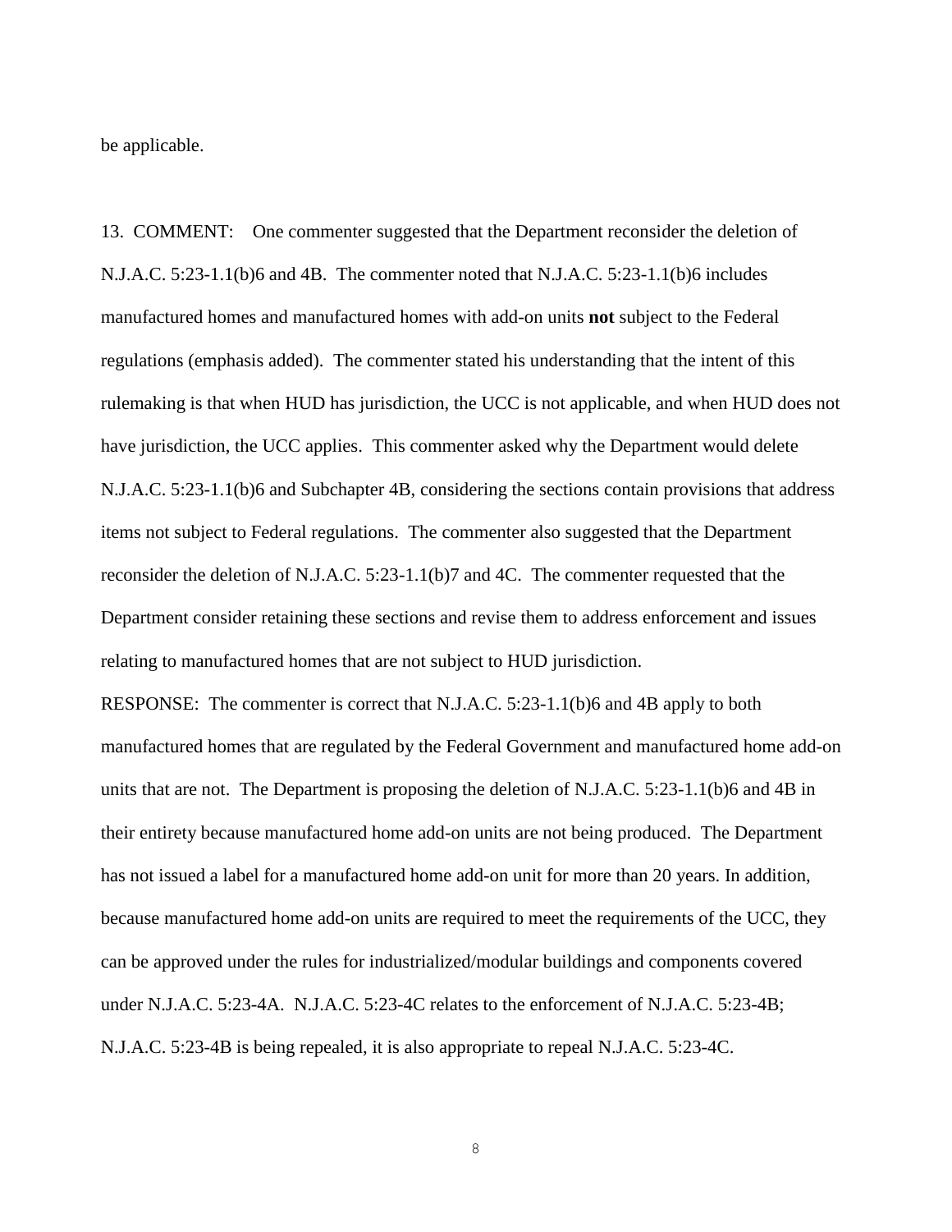be applicable.

13. COMMENT: One commenter suggested that the Department reconsider the deletion of N.J.A.C. 5:23-1.1(b)6 and 4B. The commenter noted that N.J.A.C. 5:23-1.1(b)6 includes manufactured homes and manufactured homes with add-on units **not** subject to the Federal regulations (emphasis added). The commenter stated his understanding that the intent of this rulemaking is that when HUD has jurisdiction, the UCC is not applicable, and when HUD does not have jurisdiction, the UCC applies. This commenter asked why the Department would delete N.J.A.C. 5:23-1.1(b)6 and Subchapter 4B, considering the sections contain provisions that address items not subject to Federal regulations. The commenter also suggested that the Department reconsider the deletion of N.J.A.C. 5:23-1.1(b)7 and 4C. The commenter requested that the Department consider retaining these sections and revise them to address enforcement and issues relating to manufactured homes that are not subject to HUD jurisdiction.

RESPONSE: The commenter is correct that N.J.A.C. 5:23-1.1(b)6 and 4B apply to both manufactured homes that are regulated by the Federal Government and manufactured home add-on units that are not. The Department is proposing the deletion of N.J.A.C. 5:23-1.1(b)6 and 4B in their entirety because manufactured home add-on units are not being produced. The Department has not issued a label for a manufactured home add-on unit for more than 20 years. In addition, because manufactured home add-on units are required to meet the requirements of the UCC, they can be approved under the rules for industrialized/modular buildings and components covered under N.J.A.C. 5:23-4A. N.J.A.C. 5:23-4C relates to the enforcement of N.J.A.C. 5:23-4B; N.J.A.C. 5:23-4B is being repealed, it is also appropriate to repeal N.J.A.C. 5:23-4C.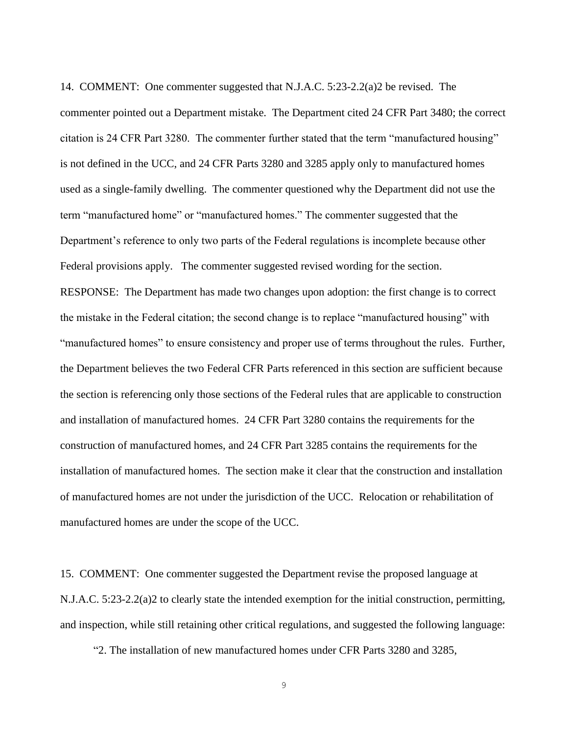14. COMMENT: One commenter suggested that N.J.A.C. 5:23-2.2(a)2 be revised. The commenter pointed out a Department mistake. The Department cited 24 CFR Part 3480; the correct citation is 24 CFR Part 3280. The commenter further stated that the term "manufactured housing" is not defined in the UCC, and 24 CFR Parts 3280 and 3285 apply only to manufactured homes used as a single-family dwelling. The commenter questioned why the Department did not use the term "manufactured home" or "manufactured homes." The commenter suggested that the Department's reference to only two parts of the Federal regulations is incomplete because other Federal provisions apply. The commenter suggested revised wording for the section.

RESPONSE: The Department has made two changes upon adoption: the first change is to correct the mistake in the Federal citation; the second change is to replace "manufactured housing" with "manufactured homes" to ensure consistency and proper use of terms throughout the rules. Further, the Department believes the two Federal CFR Parts referenced in this section are sufficient because the section is referencing only those sections of the Federal rules that are applicable to construction and installation of manufactured homes. 24 CFR Part 3280 contains the requirements for the construction of manufactured homes, and 24 CFR Part 3285 contains the requirements for the installation of manufactured homes. The section make it clear that the construction and installation of manufactured homes are not under the jurisdiction of the UCC. Relocation or rehabilitation of manufactured homes are under the scope of the UCC.

15. COMMENT: One commenter suggested the Department revise the proposed language at N.J.A.C. 5:23-2.2(a)2 to clearly state the intended exemption for the initial construction, permitting, and inspection, while still retaining other critical regulations, and suggested the following language:

"2. The installation of new manufactured homes under CFR Parts 3280 and 3285,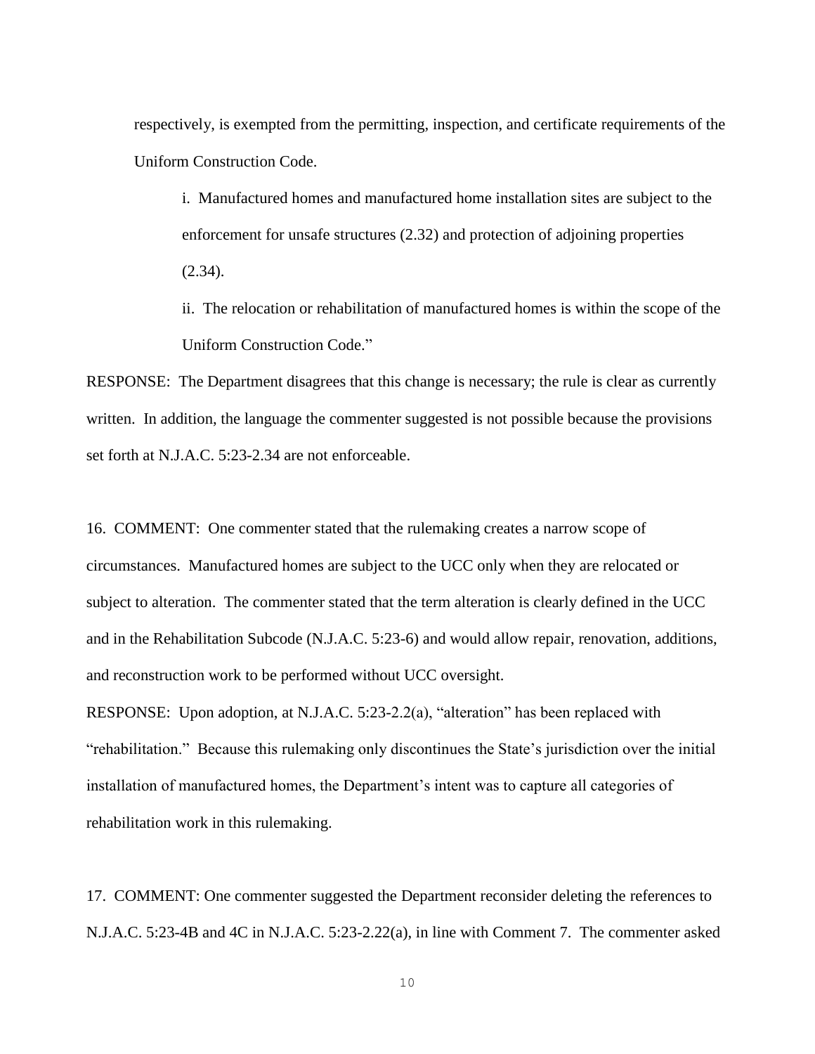respectively, is exempted from the permitting, inspection, and certificate requirements of the Uniform Construction Code.

i. Manufactured homes and manufactured home installation sites are subject to the enforcement for unsafe structures (2.32) and protection of adjoining properties (2.34).

ii. The relocation or rehabilitation of manufactured homes is within the scope of the Uniform Construction Code."

RESPONSE: The Department disagrees that this change is necessary; the rule is clear as currently written. In addition, the language the commenter suggested is not possible because the provisions set forth at N.J.A.C. 5:23-2.34 are not enforceable.

16. COMMENT: One commenter stated that the rulemaking creates a narrow scope of circumstances. Manufactured homes are subject to the UCC only when they are relocated or subject to alteration. The commenter stated that the term alteration is clearly defined in the UCC and in the Rehabilitation Subcode (N.J.A.C. 5:23-6) and would allow repair, renovation, additions, and reconstruction work to be performed without UCC oversight.

RESPONSE: Upon adoption, at N.J.A.C. 5:23-2.2(a), "alteration" has been replaced with "rehabilitation." Because this rulemaking only discontinues the State's jurisdiction over the initial installation of manufactured homes, the Department's intent was to capture all categories of rehabilitation work in this rulemaking.

17. COMMENT: One commenter suggested the Department reconsider deleting the references to N.J.A.C. 5:23-4B and 4C in N.J.A.C. 5:23-2.22(a), in line with Comment 7. The commenter asked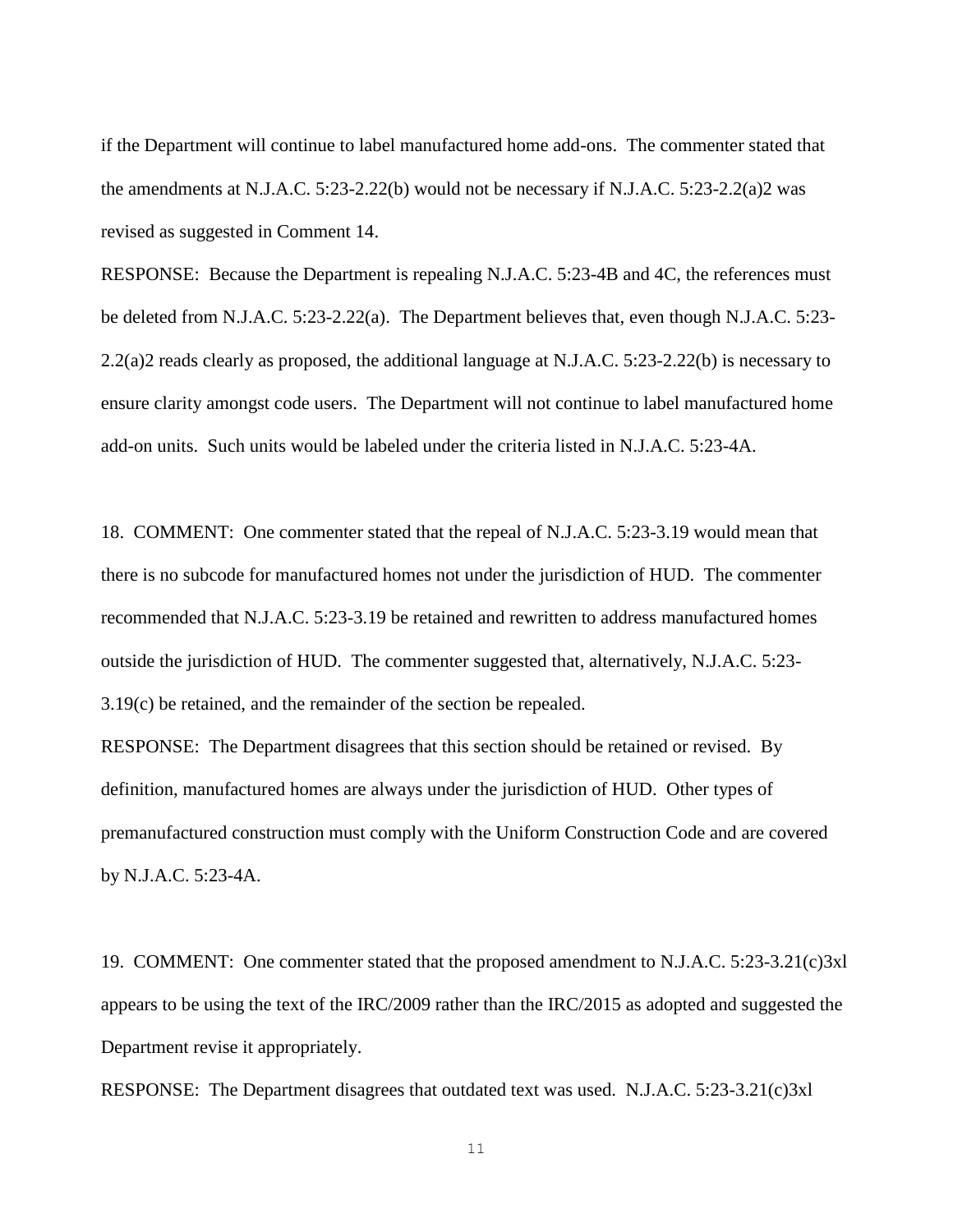if the Department will continue to label manufactured home add-ons. The commenter stated that the amendments at N.J.A.C. 5:23-2.22(b) would not be necessary if N.J.A.C. 5:23-2.2(a)2 was revised as suggested in Comment 14.

RESPONSE: Because the Department is repealing N.J.A.C. 5:23-4B and 4C, the references must be deleted from N.J.A.C. 5:23-2.22(a). The Department believes that, even though N.J.A.C. 5:23-2.2(a)2 reads clearly as proposed, the additional language at N.J.A.C. 5:23-2.22(b) is necessary to ensure clarity amongst code users. The Department will not continue to label manufactured home add-on units. Such units would be labeled under the criteria listed in N.J.A.C. 5:23-4A.

18. COMMENT: One commenter stated that the repeal of N.J.A.C. 5:23-3.19 would mean that there is no subcode for manufactured homes not under the jurisdiction of HUD. The commenter recommended that N.J.A.C. 5:23-3.19 be retained and rewritten to address manufactured homes outside the jurisdiction of HUD. The commenter suggested that, alternatively, N.J.A.C. 5:23-3.19(c) be retained, and the remainder of the section be repealed.

RESPONSE: The Department disagrees that this section should be retained or revised. By definition, manufactured homes are always under the jurisdiction of HUD. Other types of premanufactured construction must comply with the Uniform Construction Code and are covered by N.J.A.C. 5:23-4A.

19. COMMENT: One commenter stated that the proposed amendment to N.J.A.C. 5:23-3.21(c)3xl appears to be using the text of the IRC/2009 rather than the IRC/2015 as adopted and suggested the Department revise it appropriately.

RESPONSE: The Department disagrees that outdated text was used. N.J.A.C. 5:23-3.21(c)3xl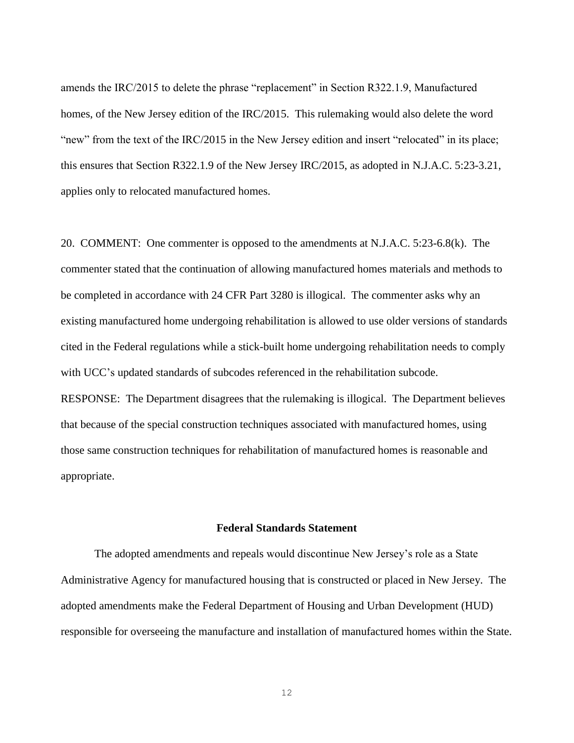amends the IRC/2015 to delete the phrase "replacement" in Section R322.1.9, Manufactured homes, of the New Jersey edition of the IRC/2015. This rulemaking would also delete the word "new" from the text of the IRC/2015 in the New Jersey edition and insert "relocated" in its place; this ensures that Section R322.1.9 of the New Jersey IRC/2015, as adopted in N.J.A.C. 5:23-3.21, applies only to relocated manufactured homes.

20. COMMENT: One commenter is opposed to the amendments at N.J.A.C. 5:23-6.8(k). The commenter stated that the continuation of allowing manufactured homes materials and methods to be completed in accordance with 24 CFR Part 3280 is illogical. The commenter asks why an existing manufactured home undergoing rehabilitation is allowed to use older versions of standards cited in the Federal regulations while a stick-built home undergoing rehabilitation needs to comply with UCC's updated standards of subcodes referenced in the rehabilitation subcode.

RESPONSE: The Department disagrees that the rulemaking is illogical. The Department believes that because of the special construction techniques associated with manufactured homes, using those same construction techniques for rehabilitation of manufactured homes is reasonable and appropriate.

**Federal Standards Statement**

The adopted amendments and repeals would discontinue New Jersey's role as a State Administrative Agency for manufactured housing that is constructed or placed in New Jersey. The adopted amendments make the Federal Department of Housing and Urban Development (HUD) responsible for overseeing the manufacture and installation of manufactured homes within the State.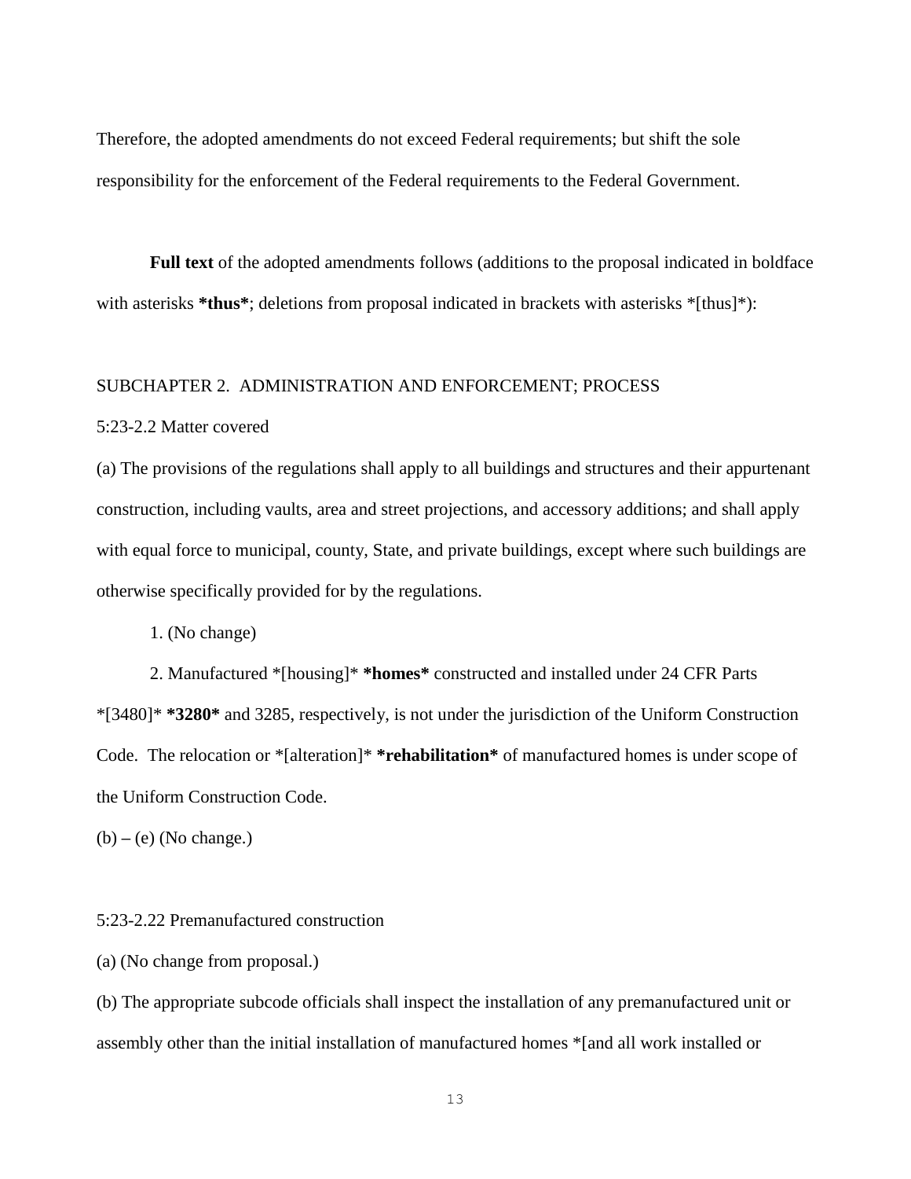Therefore, the adopted amendments do not exceed Federal requirements; but shift the sole responsibility for the enforcement of the Federal requirements to the Federal Government.

**Full text** of the adopted amendments follows (additions to the proposal indicated in boldface with asterisks ***thus***; deletions from proposal indicated in brackets with asterisks *[thus]*):

SUBCHAPTER 2. ADMINISTRATION AND ENFORCEMENT; PROCESS

5:23-2.2 Matter covered

(a) The provisions of the regulations shall apply to all buildings and structures and their appurtenant construction, including vaults, area and street projections, and accessory additions; and shall apply with equal force to municipal, county, State, and private buildings, except where such buildings are otherwise specifically provided for by the regulations.

1. (No change)

2. Manufactured *[housing]* ***homes*** constructed and installed under 24 CFR Parts *[3480]* ***3280*** and 3285, respectively, is not under the jurisdiction of the Uniform Construction Code. The relocation or *[alteration]* ***rehabilitation*** of manufactured homes is under scope of the Uniform Construction Code.

(b) – (e) (No change.)

5:23-2.22 Premanufactured construction

(a) (No change from proposal.)

(b) The appropriate subcode officials shall inspect the installation of any premanufactured unit or assembly other than the initial installation of manufactured homes *[and all work installed or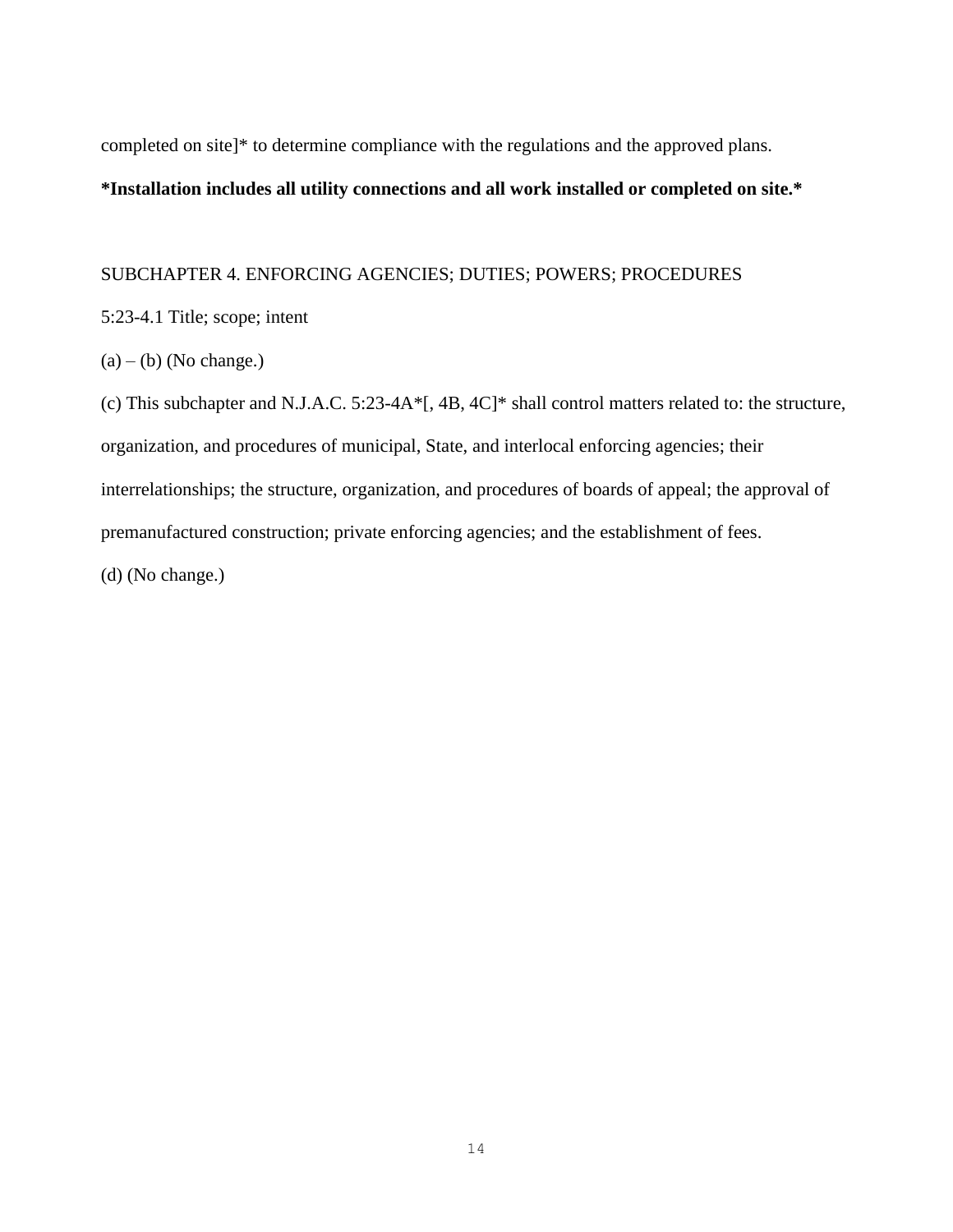completed on site]* to determine compliance with the regulations and the approved plans.

**\*Installation includes all utility connections and all work installed or completed on site.\***

SUBCHAPTER 4. ENFORCING AGENCIES; DUTIES; POWERS; PROCEDURES

5:23-4.1 Title; scope; intent

(a) – (b) (No change.)

(c) This subchapter and N.J.A.C. 5:23-4A*[, 4B, 4C]* shall control matters related to: the structure, organization, and procedures of municipal, State, and interlocal enforcing agencies; their interrelationships; the structure, organization, and procedures of boards of appeal; the approval of premanufactured construction; private enforcing agencies; and the establishment of fees.

(d) (No change.)